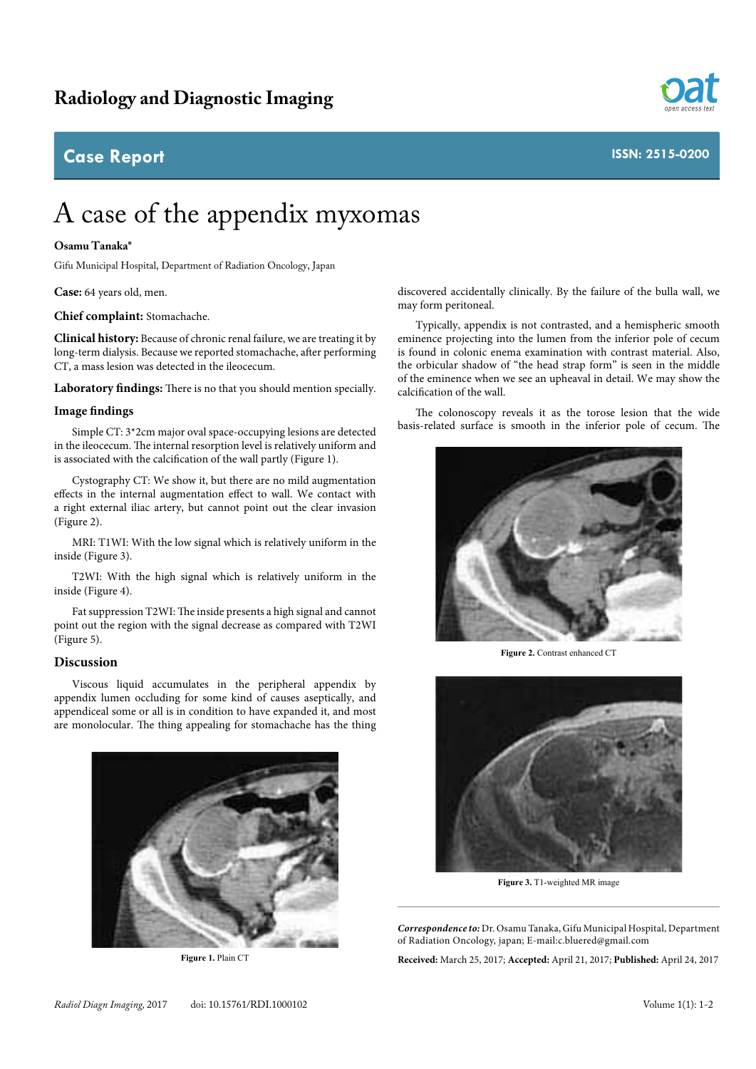# A case of the appendix myxomas

**Osamu Tanaka***

Gifu Municipal Hospital, Department of Radiation Oncology, Japan

**Case:** 64 years old, men.

**Chief complaint:** Stomachache.

**Clinical history:** Because of chronic renal failure, we are treating it by long-term dialysis. Because we reported stomachache, after performing CT, a mass lesion was detected in the ileocecum.

**Laboratory findings:** There is no that you should mention specially.

## Image findings

Simple CT: 3*2cm major oval space-occupying lesions are detected in the ileocecum. The internal resorption level is relatively uniform and is associated with the calcification of the wall partly (Figure 1).

Cystography CT: We show it, but there are no mild augmentation effects in the internal augmentation effect to wall. We contact with a right external iliac artery, but cannot point out the clear invasion (Figure 2).

MRI: T1WI: With the low signal which is relatively uniform in the inside (Figure 3).

T2WI: With the high signal which is relatively uniform in the inside (Figure 4).

Fat suppression T2WI: The inside presents a high signal and cannot point out the region with the signal decrease as compared with T2WI (Figure 5).

## Discussion

Viscous liquid accumulates in the peripheral appendix by appendix lumen occluding for some kind of causes aseptically, and appendiceal some or all is in condition to have expanded it, and most are monolocular. The thing appealing for stomachache has the thing discovered accidentally clinically. By the failure of the bulla wall, we may form peritoneal.

**Figure 1.** Plain CT

Typically, appendix is not contrasted, and a hemispheric smooth eminence projecting into the lumen from the inferior pole of cecum is found in colonic enema examination with contrast material. Also, the orbicular shadow of "the head strap form" is seen in the middle of the eminence when we see an upheaval in detail. We may show the calcification of the wall.

The colonoscopy reveals it as the torose lesion that the wide basis-related surface is smooth in the inferior pole of cecum. The

**Figure 2.** Contrast enhanced CT

**Figure 3.** T1-weighted MR image

***Correspondence to:*** Dr. Osamu Tanaka, Gifu Municipal Hospital, Department of Radiation Oncology, japan; E-mail:c.bluered@gmail.com

**Received:** March 25, 2017; **Accepted:** April 21, 2017; **Published:** April 24, 2017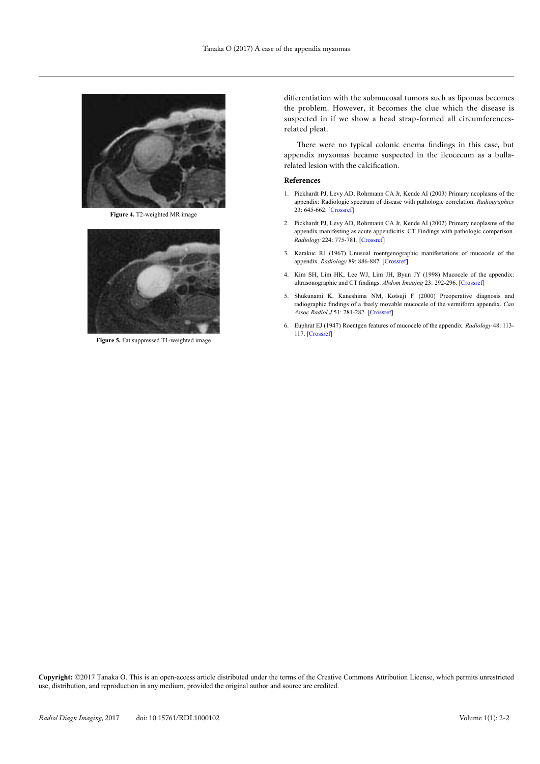Figure 4. T2-weighted MR image

Figure 5. Fat suppressed T1-weighted image

differentiation with the submucosal tumors such as lipomas becomes the problem. However, it becomes the clue which the disease is suspected in if we show a head strap-formed all circumferences-related pleat.

There were no typical colonic enema findings in this case, but appendix myxomas became suspected in the ileocecum as a bulla-related lesion with the calcification.

## References

1. Pickhardt PJ, Levy AD, Rohrmann CA Jr, Kende AI (2003) Primary neoplasms of the appendix: Radiologic spectrum of disease with pathologic correlation. *Radiographics* 23: 645-662. [Crossref]
2. Pickhardt PJ, Levy AD, Rohrmann CA Jr, Kende AI (2002) Primary neoplasms of the appendix manifesting as acute appendicitis: CT Findings with pathologic comparison. *Radiology* 224: 775-781. [Crossref]
3. Karakuc RJ (1967) Unusual roentgenographic manifestations of mucocele of the appendix. *Radiology* 89: 886-887. [Crossref]
4. Kim SH, Lim HK, Lee WJ, Lim JH, Byun JY (1998) Mucocele of the appendix: ultrasonographic and CT findings. *Abdom Imaging* 23: 292-296. [Crossref]
5. Shukunami K, Kaneshima NM, Kotsuji F (2000) Preoperative diagnosis and radiographic findings of a freely movable mucocele of the vermiform appendix. *Can Assoc Radiol J* 51: 281-282. [Crossref]
6. Euphrat EJ (1947) Roentgen features of mucocele of the appendix. *Radiology* 48: 113-117. [Crossref]

**Copyright:** ©2017 Tanaka O. This is an open-access article distributed under the terms of the Creative Commons Attribution License, which permits unrestricted use, distribution, and reproduction in any medium, provided the original author and source are credited.